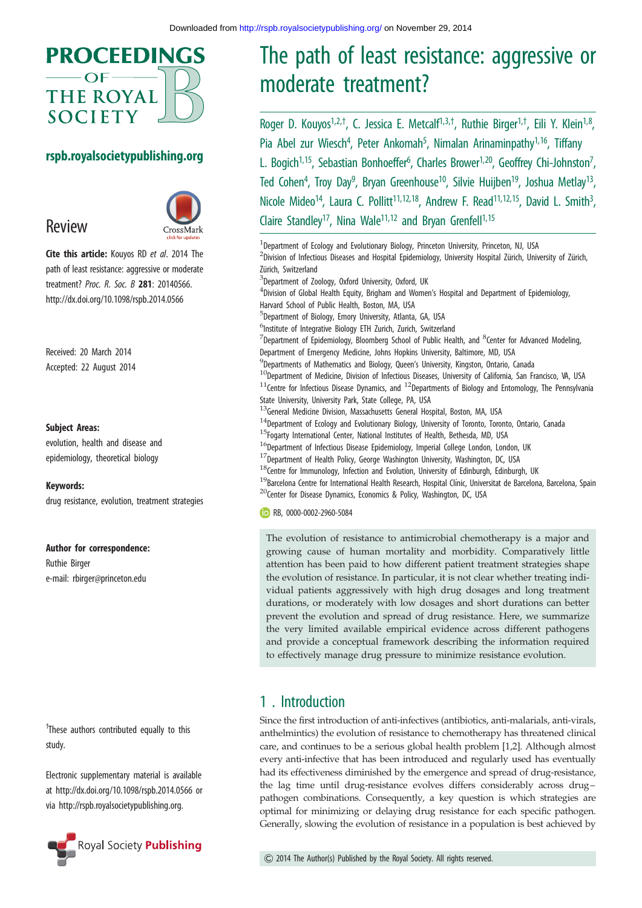# The path of least resistance: aggressive or moderate treatment?

Roger D. Kouyos[1,2,†], C. Jessica E. Metcalf[1,3,†], Ruthie Birger[1,†], Eili Y. Klein[1,8], Pia Abel zur Wiesch[4], Peter Ankomah[5], Nimalan Arinaminpathy[1,16], Tiffany L. Bogich[1,15], Sebastian Bonhoeffer[6], Charles Brower[1,20], Geoffrey Chi-Johnston[7], Ted Cohen[4], Troy Day[9], Bryan Greenhouse[10], Silvie Huijben[19], Joshua Metlay[13], Nicole Mideo[14], Laura C. Pollitt[11,12,18], Andrew F. Read[11,12,15], David L. Smith[3], Claire Standley[17], Nina Wale[11,12] and Bryan Grenfell[1,15]

[1]Department of Ecology and Evolutionary Biology, Princeton University, Princeton, NJ, USA
[2]Division of Infectious Diseases and Hospital Epidemiology, University Hospital Zürich, University of Zürich, Zürich, Switzerland
[3]Department of Zoology, Oxford University, Oxford, UK
[4]Division of Global Health Equity, Brigham and Women's Hospital and Department of Epidemiology, Harvard School of Public Health, Boston, MA, USA
[5]Department of Biology, Emory University, Atlanta, GA, USA
[6]Institute of Integrative Biology ETH Zurich, Zurich, Switzerland
[7]Department of Epidemiology, Bloomberg School of Public Health, and [8]Center for Advanced Modeling, Department of Emergency Medicine, Johns Hopkins University, Baltimore, MD, USA
[9]Departments of Mathematics and Biology, Queen's University, Kingston, Ontario, Canada
[10]Department of Medicine, Division of Infectious Diseases, University of California, San Francisco, VA, USA
[11]Centre for Infectious Disease Dynamics, and [12]Departments of Biology and Entomology, The Pennsylvania State University, University Park, State College, PA, USA
[13]General Medicine Division, Massachusetts General Hospital, Boston, MA, USA
[14]Department of Ecology and Evolutionary Biology, University of Toronto, Toronto, Ontario, Canada
[15]Fogarty International Center, National Institutes of Health, Bethesda, MD, USA
[16]Department of Infectious Disease Epidemiology, Imperial College London, London, UK
[17]Department of Health Policy, George Washington University, Washington, DC, USA
[18]Centre for Immunology, Infection and Evolution, University of Edinburgh, Edinburgh, UK
[19]Barcelona Centre for International Health Research, Hospital Clínic, Universitat de Barcelona, Barcelona, Spain
[20]Center for Disease Dynamics, Economics & Policy, Washington, DC, USA

RB, 0000-0002-2960-5084

Review

**Cite this article:** Kouyos RD *et al*. 2014 The path of least resistance: aggressive or moderate treatment? *Proc. R. Soc. B* **281**: 20140566. http://dx.doi.org/10.1098/rspb.2014.0566

Received: 20 March 2014
Accepted: 22 August 2014

**Subject Areas:**
evolution, health and disease and epidemiology, theoretical biology

**Keywords:**
drug resistance, evolution, treatment strategies

**Author for correspondence:**
Ruthie Birger
e-mail: rbirger@princeton.edu

†These authors contributed equally to this study.

Electronic supplementary material is available at http://dx.doi.org/10.1098/rspb.2014.0566 or via http://rspb.royalsocietypublishing.org.

The evolution of resistance to antimicrobial chemotherapy is a major and growing cause of human mortality and morbidity. Comparatively little attention has been paid to how different patient treatment strategies shape the evolution of resistance. In particular, it is not clear whether treating individual patients aggressively with high drug dosages and long treatment durations, or moderately with low dosages and short durations can better prevent the evolution and spread of drug resistance. Here, we summarize the very limited available empirical evidence across different pathogens and provide a conceptual framework describing the information required to effectively manage drug pressure to minimize resistance evolution.

## 1. Introduction

Since the first introduction of anti-infectives (antibiotics, anti-malarials, anti-virals, anthelmintics) the evolution of resistance to chemotherapy has threatened clinical care, and continues to be a serious global health problem [1,2]. Although almost every anti-infective that has been introduced and regularly used has eventually had its effectiveness diminished by the emergence and spread of drug-resistance, the lag time until drug-resistance evolves differs considerably across drug–pathogen combinations. Consequently, a key question is which strategies are optimal for minimizing or delaying drug resistance for each specific pathogen. Generally, slowing the evolution of resistance in a population is best achieved by

© 2014 The Author(s) Published by the Royal Society. All rights reserved.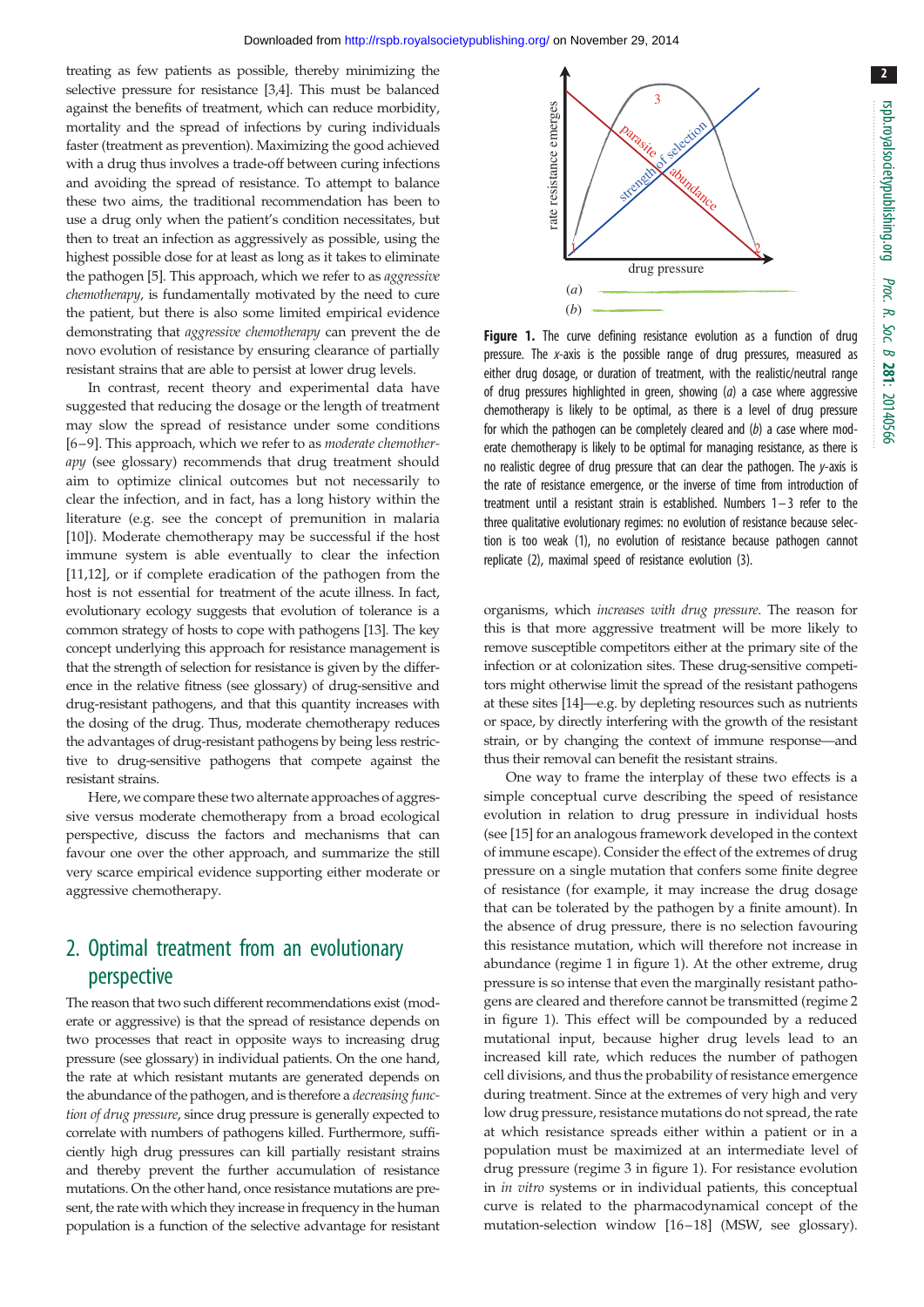treating as few patients as possible, thereby minimizing the selective pressure for resistance [3,4]. This must be balanced against the benefits of treatment, which can reduce morbidity, mortality and the spread of infections by curing individuals faster (treatment as prevention). Maximizing the good achieved with a drug thus involves a trade-off between curing infections and avoiding the spread of resistance. To attempt to balance these two aims, the traditional recommendation has been to use a drug only when the patient's condition necessitates, but then to treat an infection as aggressively as possible, using the highest possible dose for at least as long as it takes to eliminate the pathogen [5]. This approach, which we refer to as *aggressive chemotherapy*, is fundamentally motivated by the need to cure the patient, but there is also some limited empirical evidence demonstrating that *aggressive chemotherapy* can prevent the de novo evolution of resistance by ensuring clearance of partially resistant strains that are able to persist at lower drug levels.

In contrast, recent theory and experimental data have suggested that reducing the dosage or the length of treatment may slow the spread of resistance under some conditions [6–9]. This approach, which we refer to as *moderate chemotherapy* (see glossary) recommends that drug treatment should aim to optimize clinical outcomes but not necessarily to clear the infection, and in fact, has a long history within the literature (e.g. see the concept of premunition in malaria [10]). Moderate chemotherapy may be successful if the host immune system is able eventually to clear the infection [11,12], or if complete eradication of the pathogen from the host is not essential for treatment of the acute illness. In fact, evolutionary ecology suggests that evolution of tolerance is a common strategy of hosts to cope with pathogens [13]. The key concept underlying this approach for resistance management is that the strength of selection for resistance is given by the difference in the relative fitness (see glossary) of drug-sensitive and drug-resistant pathogens, and that this quantity increases with the dosing of the drug. Thus, moderate chemotherapy reduces the advantages of drug-resistant pathogens by being less restrictive to drug-sensitive pathogens that compete against the resistant strains.

Here, we compare these two alternate approaches of aggressive versus moderate chemotherapy from a broad ecological perspective, discuss the factors and mechanisms that can favour one over the other approach, and summarize the still very scarce empirical evidence supporting either moderate or aggressive chemotherapy.

## 2. Optimal treatment from an evolutionary perspective

The reason that two such different recommendations exist (moderate or aggressive) is that the spread of resistance depends on two processes that react in opposite ways to increasing drug pressure (see glossary) in individual patients. On the one hand, the rate at which resistant mutants are generated depends on the abundance of the pathogen, and is therefore a *decreasing function of drug pressure*, since drug pressure is generally expected to correlate with numbers of pathogens killed. Furthermore, sufficiently high drug pressures can kill partially resistant strains and thereby prevent the further accumulation of resistance mutations. On the other hand, once resistance mutations are present, the rate with which they increase in frequency in the human population is a function of the selective advantage for resistant organisms, which *increases with drug pressure*. The reason for this is that more aggressive treatment will be more likely to remove susceptible competitors either at the primary site of the infection or at colonization sites. These drug-sensitive competitors might otherwise limit the spread of the resistant pathogens at these sites [14]—e.g. by depleting resources such as nutrients or space, by directly interfering with the growth of the resistant strain, or by changing the context of immune response—and thus their removal can benefit the resistant strains.

**Figure 1.** The curve defining resistance evolution as a function of drug pressure. The *x*-axis is the possible range of drug pressures, measured as either drug dosage, or duration of treatment, with the realistic/neutral range of drug pressures highlighted in green, showing (*a*) a case where aggressive chemotherapy is likely to be optimal, as there is a level of drug pressure for which the pathogen can be completely cleared and (*b*) a case where moderate chemotherapy is likely to be optimal for managing resistance, as there is no realistic degree of drug pressure that can clear the pathogen. The *y*-axis is the rate of resistance emergence, or the inverse of time from introduction of treatment until a resistant strain is established. Numbers 1–3 refer to the three qualitative evolutionary regimes: no evolution of resistance because selection is too weak (1), no evolution of resistance because pathogen cannot replicate (2), maximal speed of resistance evolution (3).

One way to frame the interplay of these two effects is a simple conceptual curve describing the speed of resistance evolution in relation to drug pressure in individual hosts (see [15] for an analogous framework developed in the context of immune escape). Consider the effect of the extremes of drug pressure on a single mutation that confers some finite degree of resistance (for example, it may increase the drug dosage that can be tolerated by the pathogen by a finite amount). In the absence of drug pressure, there is no selection favouring this resistance mutation, which will therefore not increase in abundance (regime 1 in figure 1). At the other extreme, drug pressure is so intense that even the marginally resistant pathogens are cleared and therefore cannot be transmitted (regime 2 in figure 1). This effect will be compounded by a reduced mutational input, because higher drug levels lead to an increased kill rate, which reduces the number of pathogen cell divisions, and thus the probability of resistance emergence during treatment. Since at the extremes of very high and very low drug pressure, resistance mutations do not spread, the rate at which resistance spreads either within a patient or in a population must be maximized at an intermediate level of drug pressure (regime 3 in figure 1). For resistance evolution in *in vitro* systems or in individual patients, this conceptual curve is related to the pharmacodynamical concept of the mutation-selection window [16–18] (MSW, see glossary).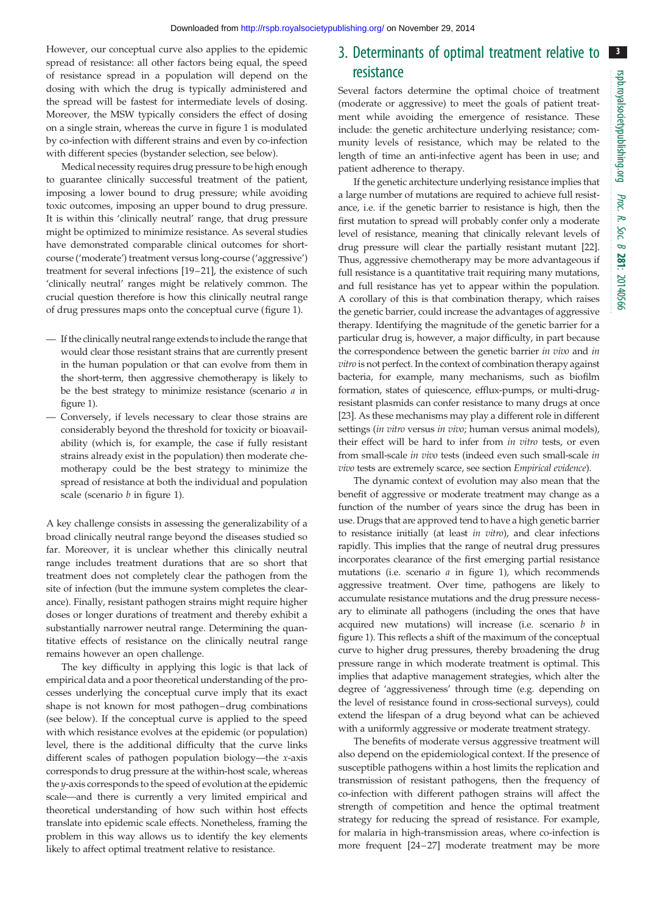However, our conceptual curve also applies to the epidemic spread of resistance: all other factors being equal, the speed of resistance spread in a population will depend on the dosing with which the drug is typically administered and the spread will be fastest for intermediate levels of dosing. Moreover, the MSW typically considers the effect of dosing on a single strain, whereas the curve in figure 1 is modulated by co-infection with different strains and even by co-infection with different species (bystander selection, see below).

Medical necessity requires drug pressure to be high enough to guarantee clinically successful treatment of the patient, imposing a lower bound to drug pressure; while avoiding toxic outcomes, imposing an upper bound to drug pressure. It is within this 'clinically neutral' range, that drug pressure might be optimized to minimize resistance. As several studies have demonstrated comparable clinical outcomes for short-course ('moderate') treatment versus long-course ('aggressive') treatment for several infections [19–21], the existence of such 'clinically neutral' ranges might be relatively common. The crucial question therefore is how this clinically neutral range of drug pressures maps onto the conceptual curve (figure 1).

- If the clinically neutral range extends to include the range that would clear those resistant strains that are currently present in the human population or that can evolve from them in the short-term, then aggressive chemotherapy is likely to be the best strategy to minimize resistance (scenario *a* in figure 1).
- Conversely, if levels necessary to clear those strains are considerably beyond the threshold for toxicity or bioavailability (which is, for example, the case if fully resistant strains already exist in the population) then moderate chemotherapy could be the best strategy to minimize the spread of resistance at both the individual and population scale (scenario *b* in figure 1).

A key challenge consists in assessing the generalizability of a broad clinically neutral range beyond the diseases studied so far. Moreover, it is unclear whether this clinically neutral range includes treatment durations that are so short that treatment does not completely clear the pathogen from the site of infection (but the immune system completes the clearance). Finally, resistant pathogen strains might require higher doses or longer durations of treatment and thereby exhibit a substantially narrower neutral range. Determining the quantitative effects of resistance on the clinically neutral range remains however an open challenge.

The key difficulty in applying this logic is that lack of empirical data and a poor theoretical understanding of the processes underlying the conceptual curve imply that its exact shape is not known for most pathogen–drug combinations (see below). If the conceptual curve is applied to the speed with which resistance evolves at the epidemic (or population) level, there is the additional difficulty that the curve links different scales of pathogen population biology—the *x*-axis corresponds to drug pressure at the within-host scale, whereas the *y*-axis corresponds to the speed of evolution at the epidemic scale—and there is currently a very limited empirical and theoretical understanding of how such within host effects translate into epidemic scale effects. Nonetheless, framing the problem in this way allows us to identify the key elements likely to affect optimal treatment relative to resistance.

## 3. Determinants of optimal treatment relative to resistance

Several factors determine the optimal choice of treatment (moderate or aggressive) to meet the goals of patient treatment while avoiding the emergence of resistance. These include: the genetic architecture underlying resistance; community levels of resistance, which may be related to the length of time an anti-infective agent has been in use; and patient adherence to therapy.

If the genetic architecture underlying resistance implies that a large number of mutations are required to achieve full resistance, i.e. if the genetic barrier to resistance is high, then the first mutation to spread will probably confer only a moderate level of resistance, meaning that clinically relevant levels of drug pressure will clear the partially resistant mutant [22]. Thus, aggressive chemotherapy may be more advantageous if full resistance is a quantitative trait requiring many mutations, and full resistance has yet to appear within the population. A corollary of this is that combination therapy, which raises the genetic barrier, could increase the advantages of aggressive therapy. Identifying the magnitude of the genetic barrier for a particular drug is, however, a major difficulty, in part because the correspondence between the genetic barrier *in vivo* and *in vitro* is not perfect. In the context of combination therapy against bacteria, for example, many mechanisms, such as biofilm formation, states of quiescence, efflux-pumps, or multi-drug-resistant plasmids can confer resistance to many drugs at once [23]. As these mechanisms may play a different role in different settings (*in vitro* versus *in vivo*; human versus animal models), their effect will be hard to infer from *in vitro* tests, or even from small-scale *in vivo* tests (indeed even such small-scale *in vivo* tests are extremely scarce, see section *Empirical evidence*).

The dynamic context of evolution may also mean that the benefit of aggressive or moderate treatment may change as a function of the number of years since the drug has been in use. Drugs that are approved tend to have a high genetic barrier to resistance initially (at least *in vitro*), and clear infections rapidly. This implies that the range of neutral drug pressures incorporates clearance of the first emerging partial resistance mutations (i.e. scenario *a* in figure 1), which recommends aggressive treatment. Over time, pathogens are likely to accumulate resistance mutations and the drug pressure necessary to eliminate all pathogens (including the ones that have acquired new mutations) will increase (i.e. scenario *b* in figure 1). This reflects a shift of the maximum of the conceptual curve to higher drug pressures, thereby broadening the drug pressure range in which moderate treatment is optimal. This implies that adaptive management strategies, which alter the degree of 'aggressiveness' through time (e.g. depending on the level of resistance found in cross-sectional surveys), could extend the lifespan of a drug beyond what can be achieved with a uniformly aggressive or moderate treatment strategy.

The benefits of moderate versus aggressive treatment will also depend on the epidemiological context. If the presence of susceptible pathogens within a host limits the replication and transmission of resistant pathogens, then the frequency of co-infection with different pathogen strains will affect the strength of competition and hence the optimal treatment strategy for reducing the spread of resistance. For example, for malaria in high-transmission areas, where co-infection is more frequent [24–27] moderate treatment may be more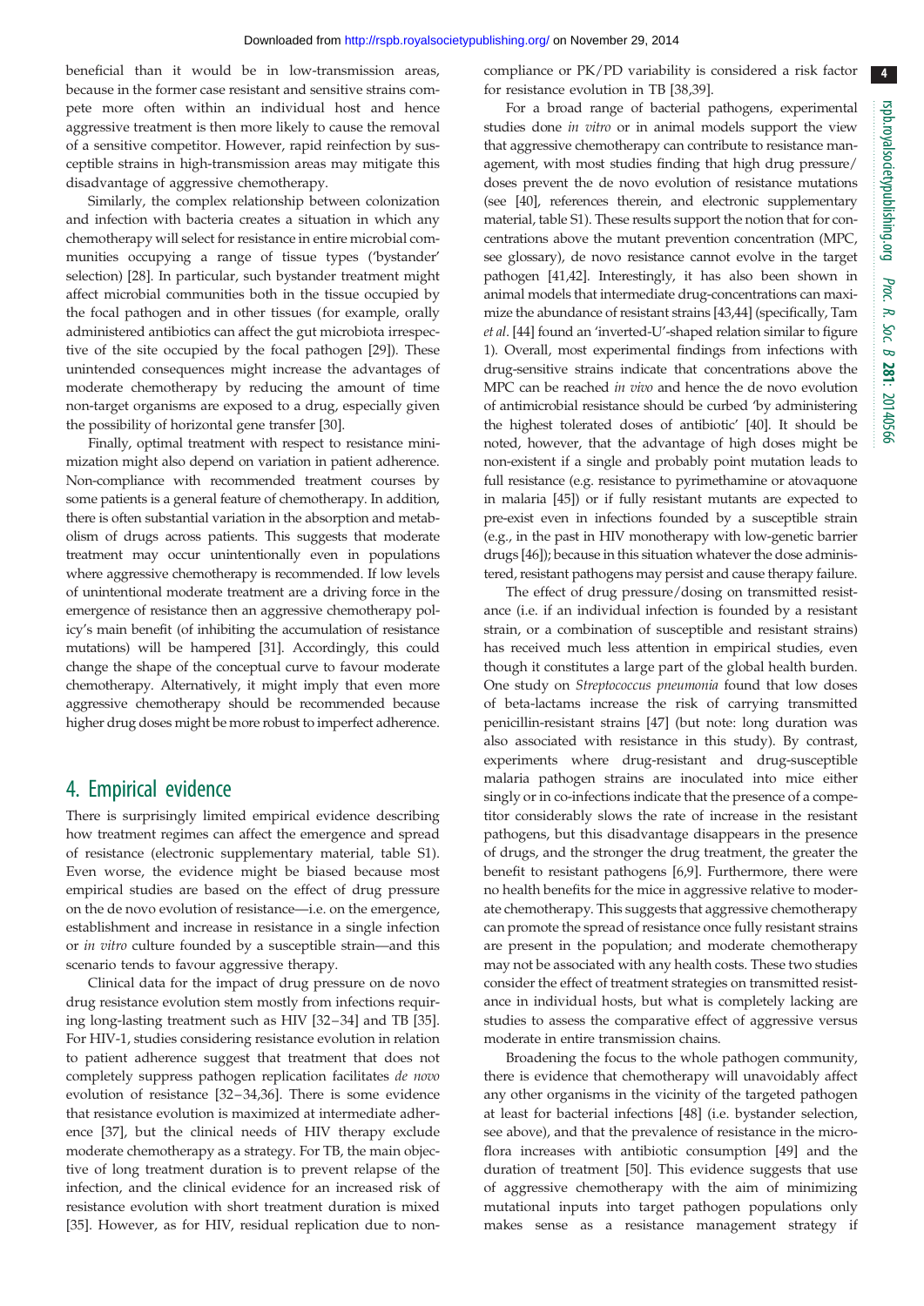beneficial than it would be in low-transmission areas, because in the former case resistant and sensitive strains compete more often within an individual host and hence aggressive treatment is then more likely to cause the removal of a sensitive competitor. However, rapid reinfection by susceptible strains in high-transmission areas may mitigate this disadvantage of aggressive chemotherapy.

Similarly, the complex relationship between colonization and infection with bacteria creates a situation in which any chemotherapy will select for resistance in entire microbial communities occupying a range of tissue types ('bystander' selection) [28]. In particular, such bystander treatment might affect microbial communities both in the tissue occupied by the focal pathogen and in other tissues (for example, orally administered antibiotics can affect the gut microbiota irrespective of the site occupied by the focal pathogen [29]). These unintended consequences might increase the advantages of moderate chemotherapy by reducing the amount of time non-target organisms are exposed to a drug, especially given the possibility of horizontal gene transfer [30].

Finally, optimal treatment with respect to resistance minimization might also depend on variation in patient adherence. Non-compliance with recommended treatment courses by some patients is a general feature of chemotherapy. In addition, there is often substantial variation in the absorption and metabolism of drugs across patients. This suggests that moderate treatment may occur unintentionally even in populations where aggressive chemotherapy is recommended. If low levels of unintentional moderate treatment are a driving force in the emergence of resistance then an aggressive chemotherapy policy's main benefit (of inhibiting the accumulation of resistance mutations) will be hampered [31]. Accordingly, this could change the shape of the conceptual curve to favour moderate chemotherapy. Alternatively, it might imply that even more aggressive chemotherapy should be recommended because higher drug doses might be more robust to imperfect adherence.

## 4. Empirical evidence

There is surprisingly limited empirical evidence describing how treatment regimes can affect the emergence and spread of resistance (electronic supplementary material, table S1). Even worse, the evidence might be biased because most empirical studies are based on the effect of drug pressure on the de novo evolution of resistance—i.e. on the emergence, establishment and increase in resistance in a single infection or *in vitro* culture founded by a susceptible strain—and this scenario tends to favour aggressive therapy.

Clinical data for the impact of drug pressure on de novo drug resistance evolution stem mostly from infections requiring long-lasting treatment such as HIV [32–34] and TB [35]. For HIV-1, studies considering resistance evolution in relation to patient adherence suggest that treatment that does not completely suppress pathogen replication facilitates *de novo* evolution of resistance [32–34,36]. There is some evidence that resistance evolution is maximized at intermediate adherence [37], but the clinical needs of HIV therapy exclude moderate chemotherapy as a strategy. For TB, the main objective of long treatment duration is to prevent relapse of the infection, and the clinical evidence for an increased risk of resistance evolution with short treatment duration is mixed [35]. However, as for HIV, residual replication due to non-compliance or PK/PD variability is considered a risk factor for resistance evolution in TB [38,39].

For a broad range of bacterial pathogens, experimental studies done *in vitro* or in animal models support the view that aggressive chemotherapy can contribute to resistance management, with most studies finding that high drug pressure/doses prevent the de novo evolution of resistance mutations (see [40], references therein, and electronic supplementary material, table S1). These results support the notion that for concentrations above the mutant prevention concentration (MPC, see glossary), de novo resistance cannot evolve in the target pathogen [41,42]. Interestingly, it has also been shown in animal models that intermediate drug-concentrations can maximize the abundance of resistant strains [43,44] (specifically, Tam *et al*. [44] found an 'inverted-U'-shaped relation similar to figure 1). Overall, most experimental findings from infections with drug-sensitive strains indicate that concentrations above the MPC can be reached *in vivo* and hence the de novo evolution of antimicrobial resistance should be curbed 'by administering the highest tolerated doses of antibiotic' [40]. It should be noted, however, that the advantage of high doses might be non-existent if a single and probably point mutation leads to full resistance (e.g. resistance to pyrimethamine or atovaquone in malaria [45]) or if fully resistant mutants are expected to pre-exist even in infections founded by a susceptible strain (e.g., in the past in HIV monotherapy with low-genetic barrier drugs [46]); because in this situation whatever the dose administered, resistant pathogens may persist and cause therapy failure.

The effect of drug pressure/dosing on transmitted resistance (i.e. if an individual infection is founded by a resistant strain, or a combination of susceptible and resistant strains) has received much less attention in empirical studies, even though it constitutes a large part of the global health burden. One study on *Streptococcus pneumonia* found that low doses of beta-lactams increase the risk of carrying transmitted penicillin-resistant strains [47] (but note: long duration was also associated with resistance in this study). By contrast, experiments where drug-resistant and drug-susceptible malaria pathogen strains are inoculated into mice either singly or in co-infections indicate that the presence of a competitor considerably slows the rate of increase in the resistant pathogens, but this disadvantage disappears in the presence of drugs, and the stronger the drug treatment, the greater the benefit to resistant pathogens [6,9]. Furthermore, there were no health benefits for the mice in aggressive relative to moderate chemotherapy. This suggests that aggressive chemotherapy can promote the spread of resistance once fully resistant strains are present in the population; and moderate chemotherapy may not be associated with any health costs. These two studies consider the effect of treatment strategies on transmitted resistance in individual hosts, but what is completely lacking are studies to assess the comparative effect of aggressive versus moderate in entire transmission chains.

Broadening the focus to the whole pathogen community, there is evidence that chemotherapy will unavoidably affect any other organisms in the vicinity of the targeted pathogen at least for bacterial infections [48] (i.e. bystander selection, see above), and that the prevalence of resistance in the microflora increases with antibiotic consumption [49] and the duration of treatment [50]. This evidence suggests that use of aggressive chemotherapy with the aim of minimizing mutational inputs into target pathogen populations only makes sense as a resistance management strategy if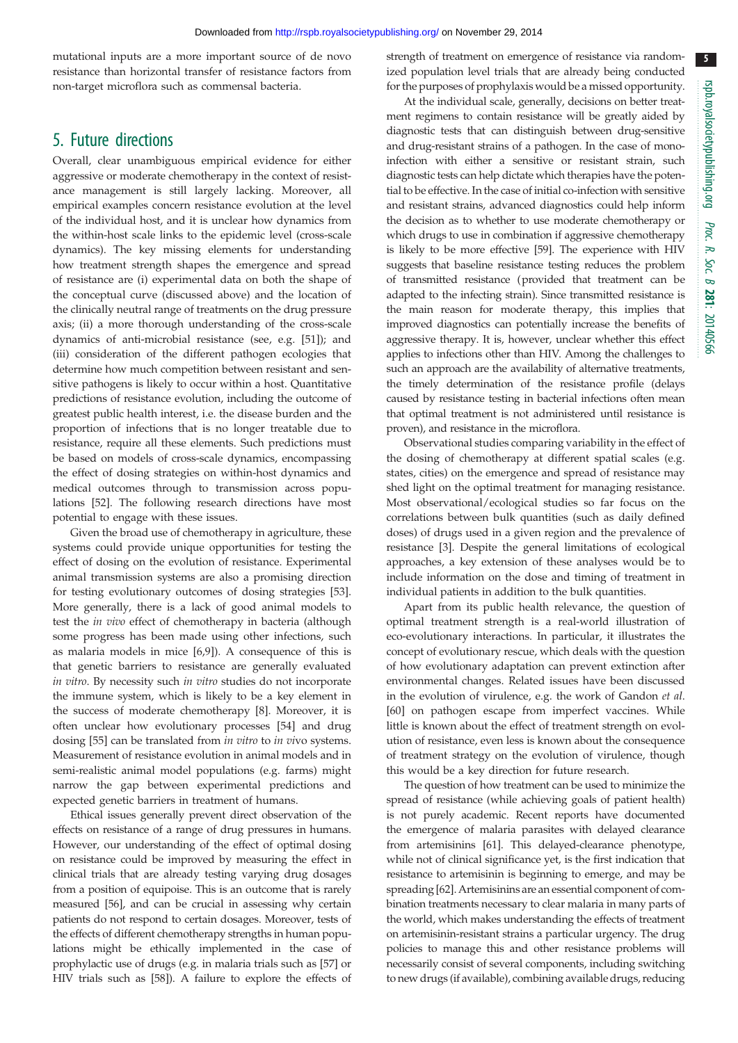mutational inputs are a more important source of de novo resistance than horizontal transfer of resistance factors from non-target microflora such as commensal bacteria.

## 5. Future directions

Overall, clear unambiguous empirical evidence for either aggressive or moderate chemotherapy in the context of resistance management is still largely lacking. Moreover, all empirical examples concern resistance evolution at the level of the individual host, and it is unclear how dynamics from the within-host scale links to the epidemic level (cross-scale dynamics). The key missing elements for understanding how treatment strength shapes the emergence and spread of resistance are (i) experimental data on both the shape of the conceptual curve (discussed above) and the location of the clinically neutral range of treatments on the drug pressure axis; (ii) a more thorough understanding of the cross-scale dynamics of anti-microbial resistance (see, e.g. [51]); and (iii) consideration of the different pathogen ecologies that determine how much competition between resistant and sensitive pathogens is likely to occur within a host. Quantitative predictions of resistance evolution, including the outcome of greatest public health interest, i.e. the disease burden and the proportion of infections that is no longer treatable due to resistance, require all these elements. Such predictions must be based on models of cross-scale dynamics, encompassing the effect of dosing strategies on within-host dynamics and medical outcomes through to transmission across populations [52]. The following research directions have most potential to engage with these issues.

Given the broad use of chemotherapy in agriculture, these systems could provide unique opportunities for testing the effect of dosing on the evolution of resistance. Experimental animal transmission systems are also a promising direction for testing evolutionary outcomes of dosing strategies [53]. More generally, there is a lack of good animal models to test the *in vivo* effect of chemotherapy in bacteria (although some progress has been made using other infections, such as malaria models in mice [6,9]). A consequence of this is that genetic barriers to resistance are generally evaluated *in vitro*. By necessity such *in vitro* studies do not incorporate the immune system, which is likely to be a key element in the success of moderate chemotherapy [8]. Moreover, it is often unclear how evolutionary processes [54] and drug dosing [55] can be translated from *in vitro* to *in vivo* systems. Measurement of resistance evolution in animal models and in semi-realistic animal model populations (e.g. farms) might narrow the gap between experimental predictions and expected genetic barriers in treatment of humans.

Ethical issues generally prevent direct observation of the effects on resistance of a range of drug pressures in humans. However, our understanding of the effect of optimal dosing on resistance could be improved by measuring the effect in clinical trials that are already testing varying drug dosages from a position of equipoise. This is an outcome that is rarely measured [56], and can be crucial in assessing why certain patients do not respond to certain dosages. Moreover, tests of the effects of different chemotherapy strengths in human populations might be ethically implemented in the case of prophylactic use of drugs (e.g. in malaria trials such as [57] or HIV trials such as [58]). A failure to explore the effects of strength of treatment on emergence of resistance via randomized population level trials that are already being conducted for the purposes of prophylaxis would be a missed opportunity.

At the individual scale, generally, decisions on better treatment regimens to contain resistance will be greatly aided by diagnostic tests that can distinguish between drug-sensitive and drug-resistant strains of a pathogen. In the case of mono-infection with either a sensitive or resistant strain, such diagnostic tests can help dictate which therapies have the potential to be effective. In the case of initial co-infection with sensitive and resistant strains, advanced diagnostics could help inform the decision as to whether to use moderate chemotherapy or which drugs to use in combination if aggressive chemotherapy is likely to be more effective [59]. The experience with HIV suggests that baseline resistance testing reduces the problem of transmitted resistance (provided that treatment can be adapted to the infecting strain). Since transmitted resistance is the main reason for moderate therapy, this implies that improved diagnostics can potentially increase the benefits of aggressive therapy. It is, however, unclear whether this effect applies to infections other than HIV. Among the challenges to such an approach are the availability of alternative treatments, the timely determination of the resistance profile (delays caused by resistance testing in bacterial infections often mean that optimal treatment is not administered until resistance is proven), and resistance in the microflora.

Observational studies comparing variability in the effect of the dosing of chemotherapy at different spatial scales (e.g. states, cities) on the emergence and spread of resistance may shed light on the optimal treatment for managing resistance. Most observational/ecological studies so far focus on the correlations between bulk quantities (such as daily defined doses) of drugs used in a given region and the prevalence of resistance [3]. Despite the general limitations of ecological approaches, a key extension of these analyses would be to include information on the dose and timing of treatment in individual patients in addition to the bulk quantities.

Apart from its public health relevance, the question of optimal treatment strength is a real-world illustration of eco-evolutionary interactions. In particular, it illustrates the concept of evolutionary rescue, which deals with the question of how evolutionary adaptation can prevent extinction after environmental changes. Related issues have been discussed in the evolution of virulence, e.g. the work of Gandon *et al.* [60] on pathogen escape from imperfect vaccines. While little is known about the effect of treatment strength on evolution of resistance, even less is known about the consequence of treatment strategy on the evolution of virulence, though this would be a key direction for future research.

The question of how treatment can be used to minimize the spread of resistance (while achieving goals of patient health) is not purely academic. Recent reports have documented the emergence of malaria parasites with delayed clearance from artemisinins [61]. This delayed-clearance phenotype, while not of clinical significance yet, is the first indication that resistance to artemisinin is beginning to emerge, and may be spreading [62]. Artemisinins are an essential component of combination treatments necessary to clear malaria in many parts of the world, which makes understanding the effects of treatment on artemisinin-resistant strains a particular urgency. The drug policies to manage this and other resistance problems will necessarily consist of several components, including switching to new drugs (if available), combining available drugs, reducing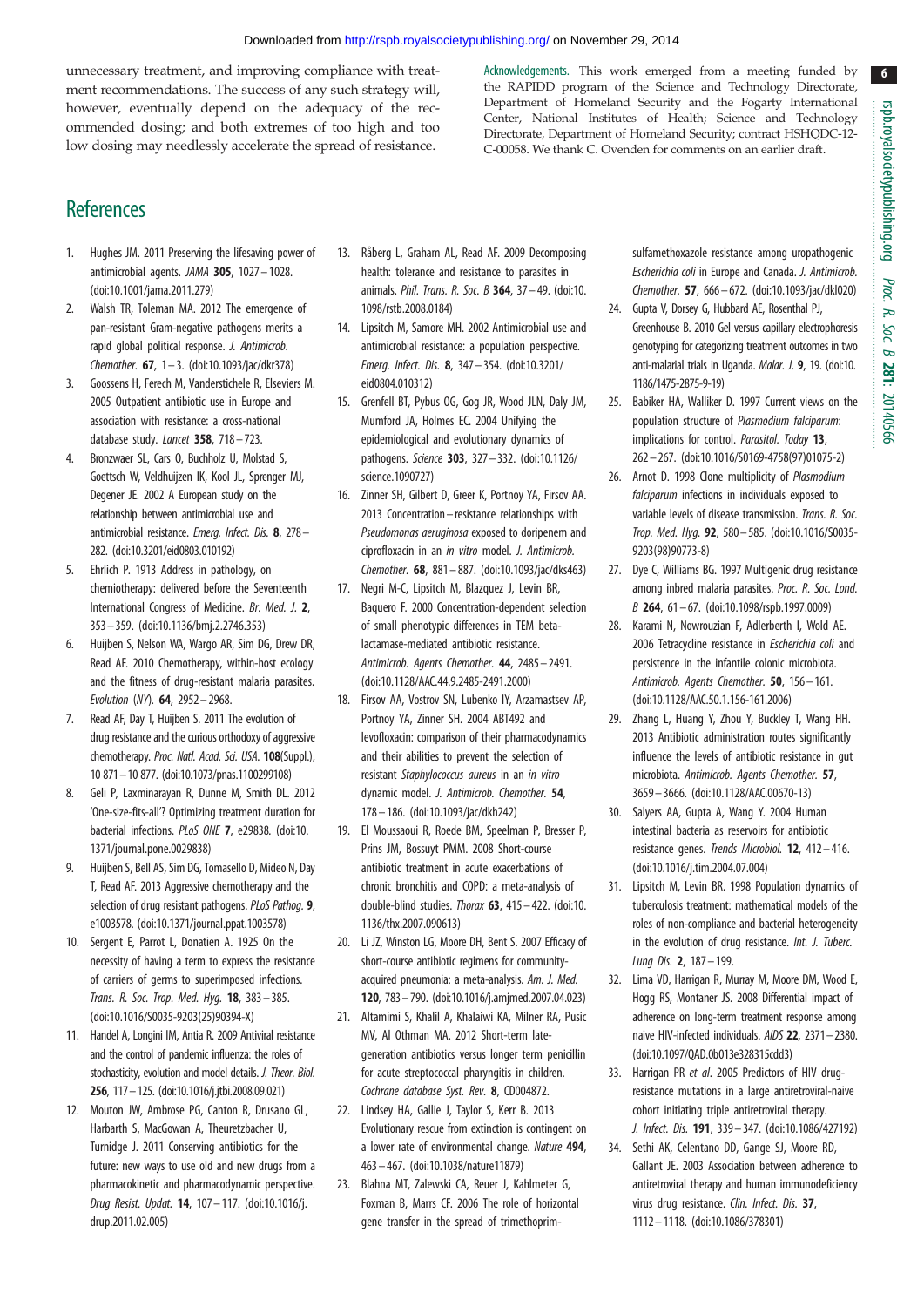unnecessary treatment, and improving compliance with treatment recommendations. The success of any such strategy will, however, eventually depend on the adequacy of the recommended dosing; and both extremes of too high and too low dosing may needlessly accelerate the spread of resistance.

Acknowledgements. This work emerged from a meeting funded by the RAPIDD program of the Science and Technology Directorate, Department of Homeland Security and the Fogarty International Center, National Institutes of Health; Science and Technology Directorate, Department of Homeland Security; contract HSHQDC-12-C-00058. We thank C. Ovenden for comments on an earlier draft.

## References

1. Hughes JM. 2011 Preserving the lifesaving power of antimicrobial agents. *JAMA* **305**, 1027–1028. (doi:10.1001/jama.2011.279)
2. Walsh TR, Toleman MA. 2012 The emergence of pan-resistant Gram-negative pathogens merits a rapid global political response. *J. Antimicrob. Chemother.* **67**, 1–3. (doi:10.1093/jac/dkr378)
3. Goossens H, Ferech M, Vanderstichele R, Elseviers M. 2005 Outpatient antibiotic use in Europe and association with resistance: a cross-national database study. *Lancet* **358**, 718–723.
4. Bronzwaer SL, Cars O, Buchholz U, Molstad S, Goettsch W, Veldhuijzen IK, Kool JL, Sprenger MJ, Degener JE. 2002 A European study on the relationship between antimicrobial use and antimicrobial resistance. *Emerg. Infect. Dis.* **8**, 278–282. (doi:10.3201/eid0803.010192)
5. Ehrlich P. 1913 Address in pathology, on chemiotherapy: delivered before the Seventeenth International Congress of Medicine. *Br. Med. J.* **2**, 353–359. (doi:10.1136/bmj.2.2746.353)
6. Huijben S, Nelson WA, Wargo AR, Sim DG, Drew DR, Read AF. 2010 Chemotherapy, within-host ecology and the fitness of drug-resistant malaria parasites. *Evolution (NY)*. **64**, 2952–2968.
7. Read AF, Day T, Huijben S. 2011 The evolution of drug resistance and the curious orthodoxy of aggressive chemotherapy. *Proc. Natl. Acad. Sci. USA*. **108**(Suppl.), 10 871–10 877. (doi:10.1073/pnas.1100299108)
8. Geli P, Laxminarayan R, Dunne M, Smith DL. 2012 'One-size-fits-all'? Optimizing treatment duration for bacterial infections. *PLoS ONE* **7**, e29838. (doi:10.1371/journal.pone.0029838)
9. Huijben S, Bell AS, Sim DG, Tomasello D, Mideo N, Day T, Read AF. 2013 Aggressive chemotherapy and the selection of drug resistant pathogens. *PLoS Pathog.* **9**, e1003578. (doi:10.1371/journal.ppat.1003578)
10. Sergent E, Parrot L, Donatien A. 1925 On the necessity of having a term to express the resistance of carriers of germs to superimposed infections. *Trans. R. Soc. Trop. Med. Hyg.* **18**, 383–385. (doi:10.1016/S0035-9203(25)90394-X)
11. Handel A, Longini IM, Antia R. 2009 Antiviral resistance and the control of pandemic influenza: the roles of stochasticity, evolution and model details. *J. Theor. Biol.* **256**, 117–125. (doi:10.1016/j.jtbi.2008.09.021)
12. Mouton JW, Ambrose PG, Canton R, Drusano GL, Harbarth S, MacGowan A, Theuretzbacher U, Turnidge J. 2011 Conserving antibiotics for the future: new ways to use old and new drugs from a pharmacokinetic and pharmacodynamic perspective. *Drug Resist. Updat.* **14**, 107–117. (doi:10.1016/j.drup.2011.02.005)
13. Råberg L, Graham AL, Read AF. 2009 Decomposing health: tolerance and resistance to parasites in animals. *Phil. Trans. R. Soc. B* **364**, 37–49. (doi:10.1098/rstb.2008.0184)
14. Lipsitch M, Samore MH. 2002 Antimicrobial use and antimicrobial resistance: a population perspective. *Emerg. Infect. Dis.* **8**, 347–354. (doi:10.3201/eid0804.010312)
15. Grenfell BT, Pybus OG, Gog JR, Wood JLN, Daly JM, Mumford JA, Holmes EC. 2004 Unifying the epidemiological and evolutionary dynamics of pathogens. *Science* **303**, 327–332. (doi:10.1126/science.1090727)
16. Zinner SH, Gilbert D, Greer K, Portnoy YA, Firsov AA. 2013 Concentration–resistance relationships with *Pseudomonas aeruginosa* exposed to doripenem and ciprofloxacin in an *in vitro* model. *J. Antimicrob. Chemother.* **68**, 881–887. (doi:10.1093/jac/dks463)
17. Negri M-C, Lipsitch M, Blazquez J, Levin BR, Baquero F. 2000 Concentration-dependent selection of small phenotypic differences in TEM beta-lactamase-mediated antibiotic resistance. *Antimicrob. Agents Chemother.* **44**, 2485–2491. (doi:10.1128/AAC.44.9.2485-2491.2000)
18. Firsov AA, Vostrov SN, Lubenko IY, Arzamastsev AP, Portnoy YA, Zinner SH. 2004 ABT492 and levofloxacin: comparison of their pharmacodynamics and their abilities to prevent the selection of resistant *Staphylococcus aureus* in an *in vitro* dynamic model. *J. Antimicrob. Chemother.* **54**, 178–186. (doi:10.1093/jac/dkh242)
19. El Moussaoui R, Roede BM, Speelman P, Bresser P, Prins JM, Bossuyt PMM. 2008 Short-course antibiotic treatment in acute exacerbations of chronic bronchitis and COPD: a meta-analysis of double-blind studies. *Thorax* **63**, 415–422. (doi:10.1136/thx.2007.090613)
20. Li JZ, Winston LG, Moore DH, Bent S. 2007 Efficacy of short-course antibiotic regimens for community-acquired pneumonia: a meta-analysis. *Am. J. Med.* **120**, 783–790. (doi:10.1016/j.amjmed.2007.04.023)
21. Altamimi S, Khalil A, Khalaiwi KA, Milner RA, Pusic MV, Al Othman MA. 2012 Short-term late-generation antibiotics versus longer term penicillin for acute streptococcal pharyngitis in children. *Cochrane database Syst. Rev.* **8**, CD004872.
22. Lindsey HA, Gallie J, Taylor S, Kerr B. 2013 Evolutionary rescue from extinction is contingent on a lower rate of environmental change. *Nature* **494**, 463–467. (doi:10.1038/nature11879)
23. Blahna MT, Zalewski CA, Reuer J, Kahlmeter G, Foxman B, Marrs CF. 2006 The role of horizontal gene transfer in the spread of trimethoprim-sulfamethoxazole resistance among uropathogenic *Escherichia coli* in Europe and Canada. *J. Antimicrob. Chemother.* **57**, 666–672. (doi:10.1093/jac/dkl020)
24. Gupta V, Dorsey G, Hubbard AE, Rosenthal PJ, Greenhouse B. 2010 Gel versus capillary electrophoresis genotyping for categorizing treatment outcomes in two anti-malarial trials in Uganda. *Malar. J.* **9**, 19. (doi:10.1186/1475-2875-9-19)
25. Babiker HA, Walliker D. 1997 Current views on the population structure of *Plasmodium falciparum*: implications for control. *Parasitol. Today* **13**, 262–267. (doi:10.1016/S0169-4758(97)01075-2)
26. Arnot D. 1998 Clone multiplicity of *Plasmodium falciparum* infections in individuals exposed to variable levels of disease transmission. *Trans. R. Soc. Trop. Med. Hyg.* **92**, 580–585. (doi:10.1016/S0035-9203(98)90773-8)
27. Dye C, Williams BG. 1997 Multigenic drug resistance among inbred malaria parasites. *Proc. R. Soc. Lond. B* **264**, 61–67. (doi:10.1098/rspb.1997.0009)
28. Karami N, Nowrouzian F, Adlerberth I, Wold AE. 2006 Tetracycline resistance in *Escherichia coli* and persistence in the infantile colonic microbiota. *Antimicrob. Agents Chemother.* **50**, 156–161. (doi:10.1128/AAC.50.1.156-161.2006)
29. Zhang L, Huang Y, Zhou Y, Buckley T, Wang HH. 2013 Antibiotic administration routes significantly influence the levels of antibiotic resistance in gut microbiota. *Antimicrob. Agents Chemother.* **57**, 3659–3666. (doi:10.1128/AAC.00670-13)
30. Salyers AA, Gupta A, Wang Y. 2004 Human intestinal bacteria as reservoirs for antibiotic resistance genes. *Trends Microbiol.* **12**, 412–416. (doi:10.1016/j.tim.2004.07.004)
31. Lipsitch M, Levin BR. 1998 Population dynamics of tuberculosis treatment: mathematical models of the roles of non-compliance and bacterial heterogeneity in the evolution of drug resistance. *Int. J. Tuberc. Lung Dis.* **2**, 187–199.
32. Lima VD, Harrigan R, Murray M, Moore DM, Wood E, Hogg RS, Montaner JS. 2008 Differential impact of adherence on long-term treatment response among naive HIV-infected individuals. *AIDS* **22**, 2371–2380. (doi:10.1097/QAD.0b013e328315cdd3)
33. Harrigan PR *et al.* 2005 Predictors of HIV drug-resistance mutations in a large antiretroviral-naive cohort initiating triple antiretroviral therapy. *J. Infect. Dis.* **191**, 339–347. (doi:10.1086/427192)
34. Sethi AK, Celentano DD, Gange SJ, Moore RD, Gallant JE. 2003 Association between adherence to antiretroviral therapy and human immunodeficiency virus drug resistance. *Clin. Infect. Dis.* **37**, 1112–1118. (doi:10.1086/378301)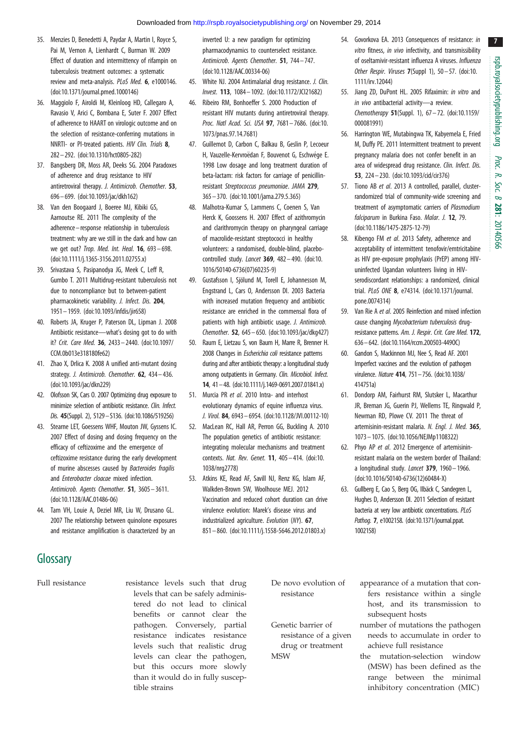35. Menzies D, Benedetti A, Paydar A, Martin I, Royce S, Pai M, Vernon A, Lienhardt C, Burman W. 2009 Effect of duration and intermittency of rifampin on tuberculosis treatment outcomes: a systematic review and meta-analysis. *PLoS Med.* **6**, e1000146. (doi:10.1371/journal.pmed.1000146)
36. Maggiolo F, Airoldi M, Kleinloog HD, Callegaro A, Ravasio V, Arici C, Bombana E, Suter F. 2007 Effect of adherence to HAART on virologic outcome and on the selection of resistance-conferring mutations in NNRTI- or PI-treated patients. *HIV Clin. Trials* **8**, 282–292. (doi:10.1310/hct0805-282)
37. Bangsberg DR, Moss AR, Deeks SG. 2004 Paradoxes of adherence and drug resistance to HIV antiretroviral therapy. *J. Antimicrob. Chemother.* **53**, 696–699. (doi:10.1093/jac/dkh162)
38. Van den Boogaard J, Boeree MJ, Kibiki GS, Aarnoutse RE. 2011 The complexity of the adherence–response relationship in tuberculosis treatment: why are we still in the dark and how can we get out? *Trop. Med. Int. Heal.* **16**, 693–698. (doi:10.1111/j.1365-3156.2011.02755.x)
39. Srivastava S, Pasipanodya JG, Meek C, Leff R, Gumbo T. 2011 Multidrug-resistant tuberculosis not due to noncompliance but to between-patient pharmacokinetic variability. *J. Infect. Dis.* **204**, 1951–1959. (doi:10.1093/infdis/jir658)
40. Roberts JA, Kruger P, Paterson DL, Lipman J. 2008 Antibiotic resistance—what's dosing got to do with it? *Crit. Care Med.* **36**, 2433–2440. (doi:10.1097/CCM.0b013e318180fe62)
41. Zhao X, Drlica K. 2008 A unified anti-mutant dosing strategy. *J. Antimicrob. Chemother.* **62**, 434–436. (doi:10.1093/jac/dkn229)
42. Olofsson SK, Cars O. 2007 Optimizing drug exposure to minimize selection of antibiotic resistance. *Clin. Infect. Dis.* **45**(Suppl. 2), S129–S136. (doi:10.1086/519256)
43. Stearne LET, Goessens WHF, Mouton JW, Gyssens IC. 2007 Effect of dosing and dosing frequency on the efficacy of ceftizoxime and the emergence of ceftizoxime resistance during the early development of murine abscesses caused by *Bacteroides fragilis* and *Enterobacter cloacae* mixed infection. *Antimicrob. Agents Chemother.* **51**, 3605–3611. (doi:10.1128/AAC.01486-06)
44. Tam VH, Louie A, Deziel MR, Liu W, Drusano GL. 2007 The relationship between quinolone exposures and resistance amplification is characterized by an inverted U: a new paradigm for optimizing pharmacodynamics to counterselect resistance. *Antimicrob. Agents Chemother.* **51**, 744–747. (doi:10.1128/AAC.00334-06)
45. White NJ. 2004 Antimalarial drug resistance. *J. Clin. Invest.* **113**, 1084–1092. (doi:10.1172/JCI21682)
46. Ribeiro RM, Bonhoeffer S. 2000 Production of resistant HIV mutants during antiretroviral therapy. *Proc. Natl Acad. Sci. USA* **97**, 7681–7686. (doi:10.1073/pnas.97.14.7681)
47. Guillemot D, Carbon C, Balkau B, Geslin P, Lecoeur H, Vauzelle-Kervroëdan F, Bouvenot G, Eschwége E. 1998 Low dosage and long treatment duration of beta-lactam: risk factors for carriage of penicillin-resistant *Streptococcus pneumoniae*. *JAMA* **279**, 365–370. (doi:10.1001/jama.279.5.365)
48. Malhotra-Kumar S, Lammens C, Coenen S, Van Herck K, Goossens H. 2007 Effect of azithromycin and clarithromycin therapy on pharyngeal carriage of macrolide-resistant streptococci in healthy volunteers: a randomised, double-blind, placebo-controlled study. *Lancet* **369**, 482–490. (doi:10.1016/S0140-6736(07)60235-9)
49. Gustafsson I, Sjölund M, Torell E, Johannesson M, Engstrand L, Cars O, Andersson DI. 2003 Bacteria with increased mutation frequency and antibiotic resistance are enriched in the commensal flora of patients with high antibiotic usage. *J. Antimicrob. Chemother.* **52**, 645–650. (doi:10.1093/jac/dkg427)
50. Raum E, Lietzau S, von Baum H, Marre R, Brenner H. 2008 Changes in *Escherichia coli* resistance patterns during and after antibiotic therapy: a longitudinal study among outpatients in Germany. *Clin. Microbiol. Infect.* **14**, 41–48. (doi:10.1111/j.1469-0691.2007.01841.x)
51. Murcia PR *et al.* 2010 Intra- and interhost evolutionary dynamics of equine influenza virus. *J. Virol.* **84**, 6943–6954. (doi:10.1128/JVI.00112-10)
52. MacLean RC, Hall AR, Perron GG, Buckling A. 2010 The population genetics of antibiotic resistance: integrating molecular mechanisms and treatment contexts. *Nat. Rev. Genet.* **11**, 405–414. (doi:10.1038/nrg2778)
53. Atkins KE, Read AF, Savill NJ, Renz KG, Islam AF, Walkden-Brown SW, Woolhouse MEJ. 2012 Vaccination and reduced cohort duration can drive virulence evolution: Marek's disease virus and industrialized agriculture. *Evolution (NY)*. **67**, 851–860. (doi:10.1111/j.1558-5646.2012.01803.x)
54. Govorkova EA. 2013 Consequences of resistance: *in vitro* fitness, *in vivo* infectivity, and transmissibility of oseltamivir-resistant influenza A viruses. *Influenza Other Respir. Viruses* **7**(Suppl 1), 50–57. (doi:10.1111/irv.12044)
55. Jiang ZD, DuPont HL. 2005 Rifaximin: *in vitro* and *in vivo* antibacterial activity—a review. *Chemotherapy* **51**(Suppl. 1), 67–72. (doi:10.1159/000081991)
56. Harrington WE, Mutabingwa TK, Kabyemela E, Fried M, Duffy PE. 2011 Intermittent treatment to prevent pregnancy malaria does not confer benefit in an area of widespread drug resistance. *Clin. Infect. Dis.* **53**, 224–230. (doi:10.1093/cid/cir376)
57. Tiono AB *et al.* 2013 A controlled, parallel, cluster-randomized trial of community-wide screening and treatment of asymptomatic carriers of *Plasmodium falciparum* in Burkina Faso. *Malar. J.* **12**, 79. (doi:10.1186/1475-2875-12-79)
58. Kibengo FM *et al.* 2013 Safety, adherence and acceptability of intermittent tenofovir/emtricitabine as HIV pre-exposure prophylaxis (PrEP) among HIV-uninfected Ugandan volunteers living in HIV-serodiscordant relationships: a randomized, clinical trial. *PLoS ONE* **8**, e74314. (doi:10.1371/journal.pone.0074314)
59. Van Rie A *et al.* 2005 Reinfection and mixed infection cause changing *Mycobacterium tuberculosis* drug-resistance patterns. *Am. J. Respir. Crit. Care Med.* **172**, 636–642. (doi:10.1164/rccm.200503-449OC)
60. Gandon S, Mackinnon MJ, Nee S, Read AF. 2001 Imperfect vaccines and the evolution of pathogen virulence. *Nature* **414**, 751–756. (doi:10.1038/414751a)
61. Dondorp AM, Fairhurst RM, Slutsker L, Macarthur JR, Breman JG, Guerin PJ, Wellems TE, Ringwald P, Newman RD, Plowe CV. 2011 The threat of artemisinin-resistant malaria. *N. Engl. J. Med.* **365**, 1073–1075. (doi:10.1056/NEJMp1108322)
62. Phyo AP *et al.* 2012 Emergence of artemisinin-resistant malaria on the western border of Thailand: a longitudinal study. *Lancet* **379**, 1960–1966. (doi:10.1016/S0140-6736(12)60484-X)
63. Gullberg E, Cao S, Berg OG, Ilbäck C, Sandegren L, Hughes D, Andersson DI. 2011 Selection of resistant bacteria at very low antibiotic concentrations. *PLoS Pathog.* **7**, e1002158. (doi:10.1371/journal.ppat.1002158)

## Glossary

**Full resistance**: resistance levels such that drug levels that can be safely administered do not lead to clinical benefits or cannot clear the pathogen. Conversely, partial resistance indicates resistance levels such that realistic drug levels can clear the pathogen, but this occurs more slowly than it would do in fully susceptible strains

**De novo evolution of resistance**: appearance of a mutation that confers resistance within a single host, and its transmission to subsequent hosts

**Genetic barrier of resistance of a given drug or treatment**: number of mutations the pathogen needs to accumulate in order to achieve full resistance

**MSW**: the mutation-selection window (MSW) has been defined as the range between the minimal inhibitory concentration (MIC)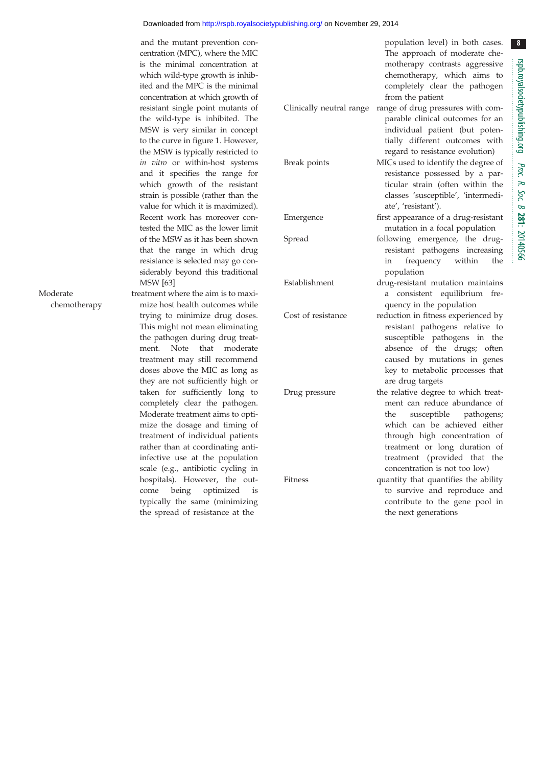| | |
|---|---|
| | and the mutant prevention concentration (MPC), where the MIC is the minimal concentration at which wild-type growth is inhibited and the MPC is the minimal concentration at which growth of resistant single point mutants of the wild-type is inhibited. The MSW is very similar in concept to the curve in figure 1. However, the MSW is typically restricted to *in vitro* or within-host systems and it specifies the range for which growth of the resistant strain is possible (rather than the value for which it is maximized). Recent work has moreover contested the MIC as the lower limit of the MSW as it has been shown that the range in which drug resistance is selected may go considerably beyond this traditional MSW [63] |
| Moderate chemotherapy | treatment where the aim is to maximize host health outcomes while trying to minimize drug doses. This might not mean eliminating the pathogen during drug treatment. Note that moderate treatment may still recommend doses above the MIC as long as they are not sufficiently high or taken for sufficiently long to completely clear the pathogen. Moderate treatment aims to optimize the dosage and timing of treatment of individual patients rather than at coordinating anti-infective use at the population scale (e.g., antibiotic cycling in hospitals). However, the outcome being optimized is typically the same (minimizing the spread of resistance at the population level) in both cases. The approach of moderate chemotherapy contrasts aggressive chemotherapy, which aims to completely clear the pathogen from the patient |
| Clinically neutral range | range of drug pressures with comparable clinical outcomes for an individual patient (but potentially different outcomes with regard to resistance evolution) |
| Break points | MICs used to identify the degree of resistance possessed by a particular strain (often within the classes 'susceptible', 'intermediate', 'resistant'). |
| Emergence | first appearance of a drug-resistant mutation in a focal population |
| Spread | following emergence, the drug-resistant pathogens increasing in frequency within the population |
| Establishment | drug-resistant mutation maintains a consistent equilibrium frequency in the population |
| Cost of resistance | reduction in fitness experienced by resistant pathogens relative to susceptible pathogens in the absence of the drugs; often caused by mutations in genes key to metabolic processes that are drug targets |
| Drug pressure | the relative degree to which treatment can reduce abundance of the susceptible pathogens; which can be achieved either through high concentration of treatment or long duration of treatment (provided that the concentration is not too low) |
| Fitness | quantity that quantifies the ability to survive and reproduce and contribute to the gene pool in the next generations |